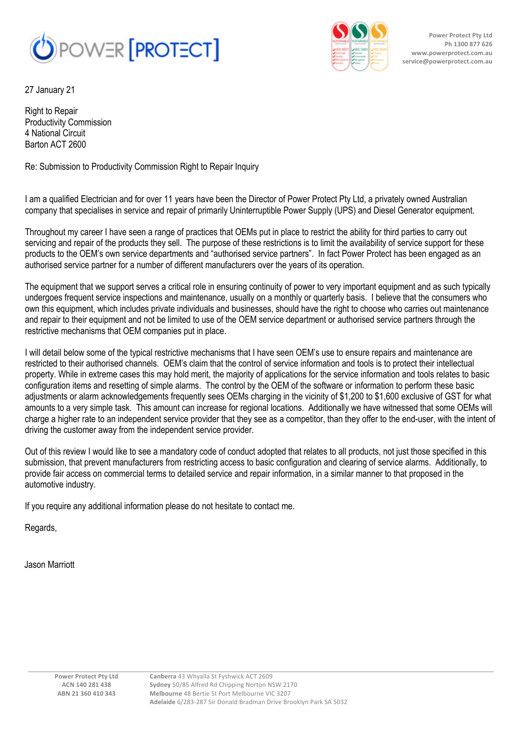Power Protect Pty Ltd
Ph 1300 877 626
www.powerprotect.com.au
service@powerprotect.com.au

27 January 21

Right to Repair
Productivity Commission
4 National Circuit
Barton ACT 2600

Re: Submission to Productivity Commission Right to Repair Inquiry

I am a qualified Electrician and for over 11 years have been the Director of Power Protect Pty Ltd, a privately owned Australian company that specialises in service and repair of primarily Uninterruptible Power Supply (UPS) and Diesel Generator equipment.

Throughout my career I have seen a range of practices that OEMs put in place to restrict the ability for third parties to carry out servicing and repair of the products they sell. The purpose of these restrictions is to limit the availability of service support for these products to the OEM's own service departments and "authorised service partners". In fact Power Protect has been engaged as an authorised service partner for a number of different manufacturers over the years of its operation.

The equipment that we support serves a critical role in ensuring continuity of power to very important equipment and as such typically undergoes frequent service inspections and maintenance, usually on a monthly or quarterly basis. I believe that the consumers who own this equipment, which includes private individuals and businesses, should have the right to choose who carries out maintenance and repair to their equipment and not be limited to use of the OEM service department or authorised service partners through the restrictive mechanisms that OEM companies put in place.

I will detail below some of the typical restrictive mechanisms that I have seen OEM's use to ensure repairs and maintenance are restricted to their authorised channels. OEM's claim that the control of service information and tools is to protect their intellectual property. While in extreme cases this may hold merit, the majority of applications for the service information and tools relates to basic configuration items and resetting of simple alarms. The control by the OEM of the software or information to perform these basic adjustments or alarm acknowledgements frequently sees OEMs charging in the vicinity of $1,200 to $1,600 exclusive of GST for what amounts to a very simple task. This amount can increase for regional locations. Additionally we have witnessed that some OEMs will charge a higher rate to an independent service provider that they see as a competitor, than they offer to the end-user, with the intent of driving the customer away from the independent service provider.

Out of this review I would like to see a mandatory code of conduct adopted that relates to all products, not just those specified in this submission, that prevent manufacturers from restricting access to basic configuration and clearing of service alarms. Additionally, to provide fair access on commercial terms to detailed service and repair information, in a similar manner to that proposed in the automotive industry.

If you require any additional information please do not hesitate to contact me.

Regards,

Jason Marriott

Power Protect Pty Ltd
ACN 140 281 438
ABN 21 360 410 343

**Canberra** 43 Whyalla St Fyshwick ACT 2609
**Sydney** 50/85 Alfred Rd Chipping Norton NSW 2170
**Melbourne** 48 Bertie St Port Melbourne VIC 3207
**Adelaide** 6/283-287 Sir Donald Bradman Drive Brooklyn Park SA 5032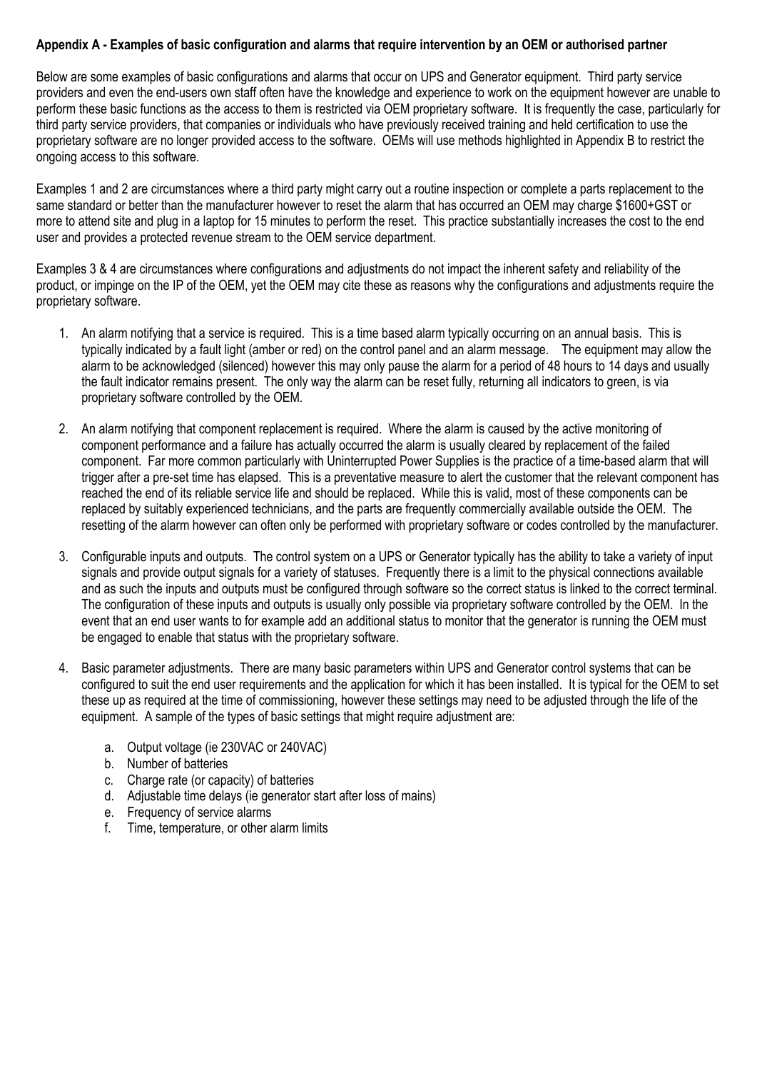**Appendix A - Examples of basic configuration and alarms that require intervention by an OEM or authorised partner**

Below are some examples of basic configurations and alarms that occur on UPS and Generator equipment. Third party service providers and even the end-users own staff often have the knowledge and experience to work on the equipment however are unable to perform these basic functions as the access to them is restricted via OEM proprietary software. It is frequently the case, particularly for third party service providers, that companies or individuals who have previously received training and held certification to use the proprietary software are no longer provided access to the software. OEMs will use methods highlighted in Appendix B to restrict the ongoing access to this software.

Examples 1 and 2 are circumstances where a third party might carry out a routine inspection or complete a parts replacement to the same standard or better than the manufacturer however to reset the alarm that has occurred an OEM may charge $1600+GST or more to attend site and plug in a laptop for 15 minutes to perform the reset. This practice substantially increases the cost to the end user and provides a protected revenue stream to the OEM service department.

Examples 3 & 4 are circumstances where configurations and adjustments do not impact the inherent safety and reliability of the product, or impinge on the IP of the OEM, yet the OEM may cite these as reasons why the configurations and adjustments require the proprietary software.

1. An alarm notifying that a service is required. This is a time based alarm typically occurring on an annual basis. This is typically indicated by a fault light (amber or red) on the control panel and an alarm message. The equipment may allow the alarm to be acknowledged (silenced) however this may only pause the alarm for a period of 48 hours to 14 days and usually the fault indicator remains present. The only way the alarm can be reset fully, returning all indicators to green, is via proprietary software controlled by the OEM.

2. An alarm notifying that component replacement is required. Where the alarm is caused by the active monitoring of component performance and a failure has actually occurred the alarm is usually cleared by replacement of the failed component. Far more common particularly with Uninterrupted Power Supplies is the practice of a time-based alarm that will trigger after a pre-set time has elapsed. This is a preventative measure to alert the customer that the relevant component has reached the end of its reliable service life and should be replaced. While this is valid, most of these components can be replaced by suitably experienced technicians, and the parts are frequently commercially available outside the OEM. The resetting of the alarm however can often only be performed with proprietary software or codes controlled by the manufacturer.

3. Configurable inputs and outputs. The control system on a UPS or Generator typically has the ability to take a variety of input signals and provide output signals for a variety of statuses. Frequently there is a limit to the physical connections available and as such the inputs and outputs must be configured through software so the correct status is linked to the correct terminal. The configuration of these inputs and outputs is usually only possible via proprietary software controlled by the OEM. In the event that an end user wants to for example add an additional status to monitor that the generator is running the OEM must be engaged to enable that status with the proprietary software.

4. Basic parameter adjustments. There are many basic parameters within UPS and Generator control systems that can be configured to suit the end user requirements and the application for which it has been installed. It is typical for the OEM to set these up as required at the time of commissioning, however these settings may need to be adjusted through the life of the equipment. A sample of the types of basic settings that might require adjustment are:

    a. Output voltage (ie 230VAC or 240VAC)
    b. Number of batteries
    c. Charge rate (or capacity) of batteries
    d. Adjustable time delays (ie generator start after loss of mains)
    e. Frequency of service alarms
    f. Time, temperature, or other alarm limits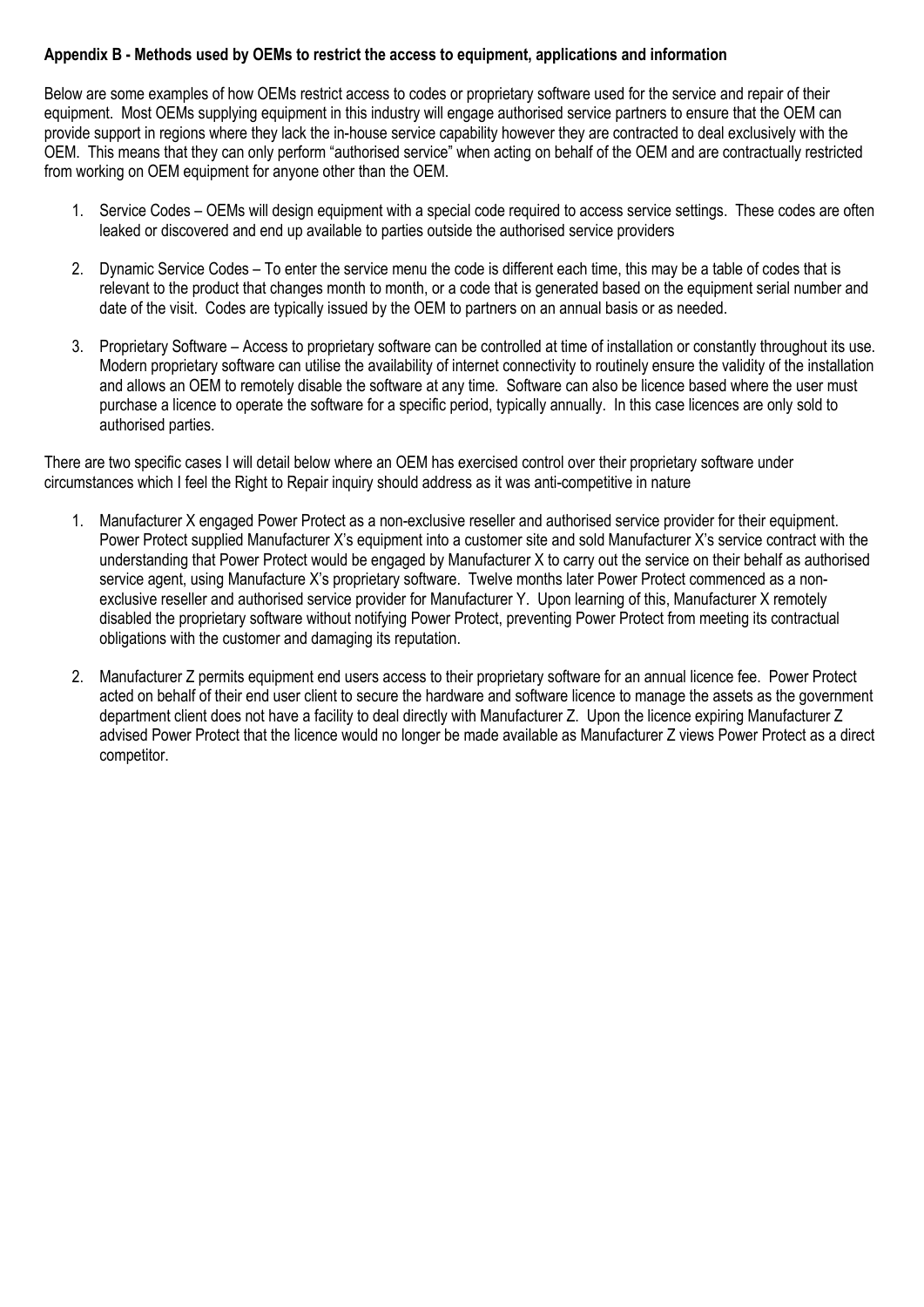**Appendix B - Methods used by OEMs to restrict the access to equipment, applications and information**

Below are some examples of how OEMs restrict access to codes or proprietary software used for the service and repair of their equipment. Most OEMs supplying equipment in this industry will engage authorised service partners to ensure that the OEM can provide support in regions where they lack the in-house service capability however they are contracted to deal exclusively with the OEM. This means that they can only perform "authorised service" when acting on behalf of the OEM and are contractually restricted from working on OEM equipment for anyone other than the OEM.

1. Service Codes – OEMs will design equipment with a special code required to access service settings. These codes are often leaked or discovered and end up available to parties outside the authorised service providers
2. Dynamic Service Codes – To enter the service menu the code is different each time, this may be a table of codes that is relevant to the product that changes month to month, or a code that is generated based on the equipment serial number and date of the visit. Codes are typically issued by the OEM to partners on an annual basis or as needed.
3. Proprietary Software – Access to proprietary software can be controlled at time of installation or constantly throughout its use. Modern proprietary software can utilise the availability of internet connectivity to routinely ensure the validity of the installation and allows an OEM to remotely disable the software at any time. Software can also be licence based where the user must purchase a licence to operate the software for a specific period, typically annually. In this case licences are only sold to authorised parties.

There are two specific cases I will detail below where an OEM has exercised control over their proprietary software under circumstances which I feel the Right to Repair inquiry should address as it was anti-competitive in nature

1. Manufacturer X engaged Power Protect as a non-exclusive reseller and authorised service provider for their equipment. Power Protect supplied Manufacturer X's equipment into a customer site and sold Manufacturer X's service contract with the understanding that Power Protect would be engaged by Manufacturer X to carry out the service on their behalf as authorised service agent, using Manufacture X's proprietary software. Twelve months later Power Protect commenced as a non-exclusive reseller and authorised service provider for Manufacturer Y. Upon learning of this, Manufacturer X remotely disabled the proprietary software without notifying Power Protect, preventing Power Protect from meeting its contractual obligations with the customer and damaging its reputation.
2. Manufacturer Z permits equipment end users access to their proprietary software for an annual licence fee. Power Protect acted on behalf of their end user client to secure the hardware and software licence to manage the assets as the government department client does not have a facility to deal directly with Manufacturer Z. Upon the licence expiring Manufacturer Z advised Power Protect that the licence would no longer be made available as Manufacturer Z views Power Protect as a direct competitor.